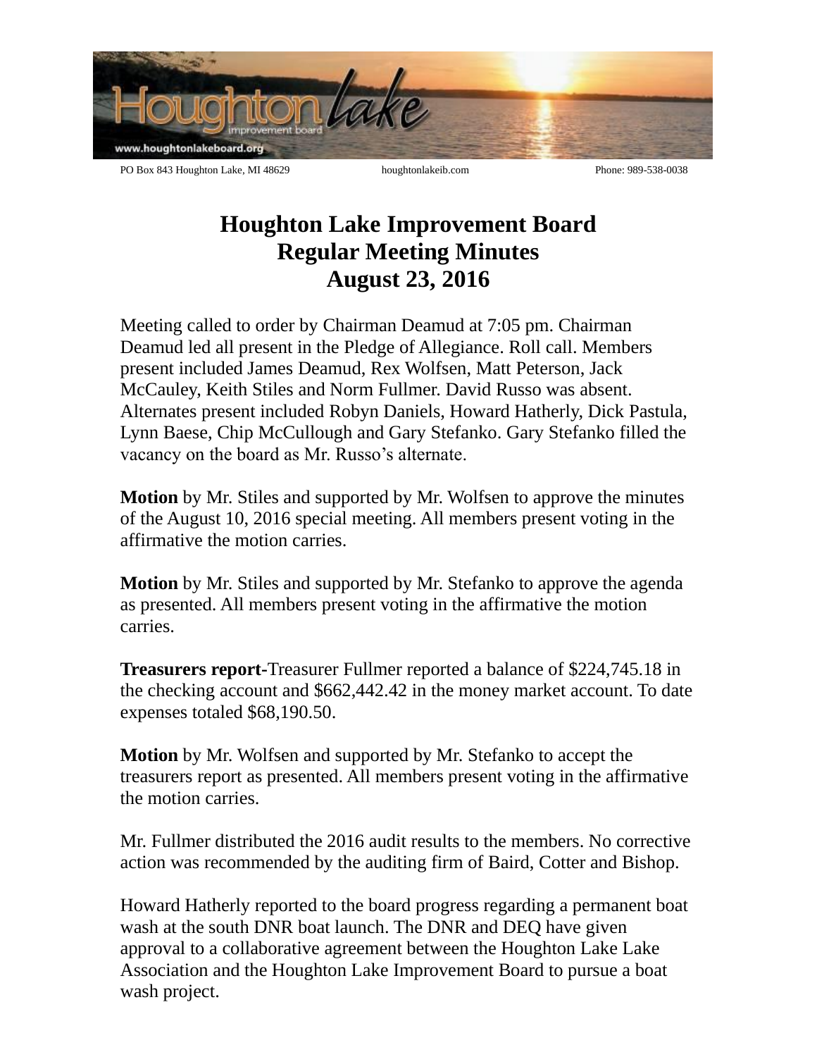PO Box 843 Houghton Lake, MI 48629 houghtonlakeib.com Phone: 989-538-0038

# Houghton Lake Improvement Board
# Regular Meeting Minutes
# August 23, 2016

Meeting called to order by Chairman Deamud at 7:05 pm. Chairman Deamud led all present in the Pledge of Allegiance. Roll call. Members present included James Deamud, Rex Wolfsen, Matt Peterson, Jack McCauley, Keith Stiles and Norm Fullmer. David Russo was absent. Alternates present included Robyn Daniels, Howard Hatherly, Dick Pastula, Lynn Baese, Chip McCullough and Gary Stefanko. Gary Stefanko filled the vacancy on the board as Mr. Russo's alternate.

**Motion** by Mr. Stiles and supported by Mr. Wolfsen to approve the minutes of the August 10, 2016 special meeting. All members present voting in the affirmative the motion carries.

**Motion** by Mr. Stiles and supported by Mr. Stefanko to approve the agenda as presented. All members present voting in the affirmative the motion carries.

**Treasurers report-**Treasurer Fullmer reported a balance of $224,745.18 in the checking account and $662,442.42 in the money market account. To date expenses totaled $68,190.50.

**Motion** by Mr. Wolfsen and supported by Mr. Stefanko to accept the treasurers report as presented. All members present voting in the affirmative the motion carries.

Mr. Fullmer distributed the 2016 audit results to the members. No corrective action was recommended by the auditing firm of Baird, Cotter and Bishop.

Howard Hatherly reported to the board progress regarding a permanent boat wash at the south DNR boat launch. The DNR and DEQ have given approval to a collaborative agreement between the Houghton Lake Lake Association and the Houghton Lake Improvement Board to pursue a boat wash project.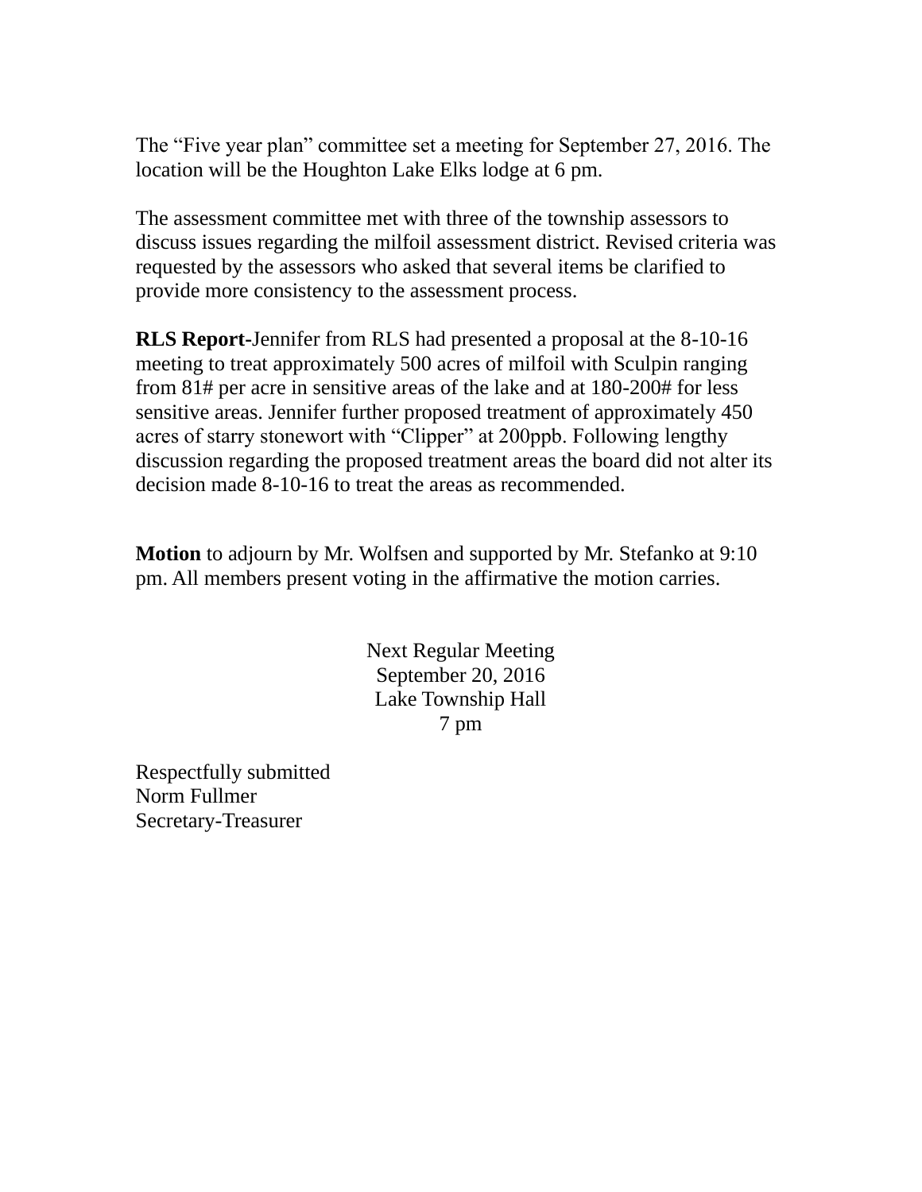The “Five year plan” committee set a meeting for September 27, 2016. The location will be the Houghton Lake Elks lodge at 6 pm.

The assessment committee met with three of the township assessors to discuss issues regarding the milfoil assessment district. Revised criteria was requested by the assessors who asked that several items be clarified to provide more consistency to the assessment process.

**RLS Report-**Jennifer from RLS had presented a proposal at the 8-10-16 meeting to treat approximately 500 acres of milfoil with Sculpin ranging from 81# per acre in sensitive areas of the lake and at 180-200# for less sensitive areas. Jennifer further proposed treatment of approximately 450 acres of starry stonewort with “Clipper” at 200ppb. Following lengthy discussion regarding the proposed treatment areas the board did not alter its decision made 8-10-16 to treat the areas as recommended.

**Motion** to adjourn by Mr. Wolfsen and supported by Mr. Stefanko at 9:10 pm. All members present voting in the affirmative the motion carries.

Next Regular Meeting
September 20, 2016
Lake Township Hall
7 pm

Respectfully submitted
Norm Fullmer
Secretary-Treasurer